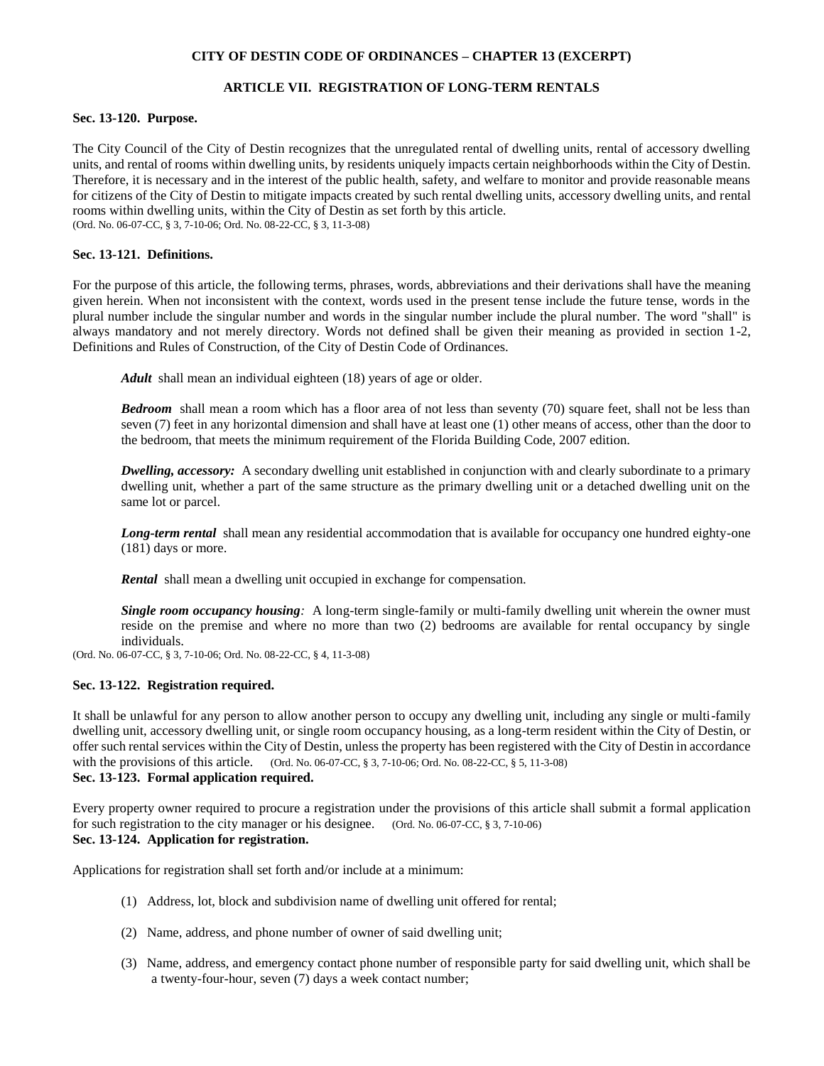**CITY OF DESTIN CODE OF ORDINANCES – CHAPTER 13 (EXCERPT)**

## ARTICLE VII. REGISTRATION OF LONG-TERM RENTALS

### Sec. 13-120. Purpose.

The City Council of the City of Destin recognizes that the unregulated rental of dwelling units, rental of accessory dwelling units, and rental of rooms within dwelling units, by residents uniquely impacts certain neighborhoods within the City of Destin. Therefore, it is necessary and in the interest of the public health, safety, and welfare to monitor and provide reasonable means for citizens of the City of Destin to mitigate impacts created by such rental dwelling units, accessory dwelling units, and rental rooms within dwelling units, within the City of Destin as set forth by this article.
(Ord. No. 06-07-CC, § 3, 7-10-06; Ord. No. 08-22-CC, § 3, 11-3-08)

### Sec. 13-121. Definitions.

For the purpose of this article, the following terms, phrases, words, abbreviations and their derivations shall have the meaning given herein. When not inconsistent with the context, words used in the present tense include the future tense, words in the plural number include the singular number and words in the singular number include the plural number. The word "shall" is always mandatory and not merely directory. Words not defined shall be given their meaning as provided in section 1-2, Definitions and Rules of Construction, of the City of Destin Code of Ordinances.

***Adult*** shall mean an individual eighteen (18) years of age or older.

***Bedroom*** shall mean a room which has a floor area of not less than seventy (70) square feet, shall not be less than seven (7) feet in any horizontal dimension and shall have at least one (1) other means of access, other than the door to the bedroom, that meets the minimum requirement of the Florida Building Code, 2007 edition.

***Dwelling, accessory:*** A secondary dwelling unit established in conjunction with and clearly subordinate to a primary dwelling unit, whether a part of the same structure as the primary dwelling unit or a detached dwelling unit on the same lot or parcel.

***Long-term rental*** shall mean any residential accommodation that is available for occupancy one hundred eighty-one (181) days or more.

***Rental*** shall mean a dwelling unit occupied in exchange for compensation.

***Single room occupancy housing**:* A long-term single-family or multi-family dwelling unit wherein the owner must reside on the premise and where no more than two (2) bedrooms are available for rental occupancy by single individuals.
(Ord. No. 06-07-CC, § 3, 7-10-06; Ord. No. 08-22-CC, § 4, 11-3-08)

### Sec. 13-122. Registration required.

It shall be unlawful for any person to allow another person to occupy any dwelling unit, including any single or multi-family dwelling unit, accessory dwelling unit, or single room occupancy housing, as a long-term resident within the City of Destin, or offer such rental services within the City of Destin, unless the property has been registered with the City of Destin in accordance with the provisions of this article. (Ord. No. 06-07-CC, § 3, 7-10-06; Ord. No. 08-22-CC, § 5, 11-3-08)

### Sec. 13-123. Formal application required.

Every property owner required to procure a registration under the provisions of this article shall submit a formal application for such registration to the city manager or his designee. (Ord. No. 06-07-CC, § 3, 7-10-06)

### Sec. 13-124. Application for registration.

Applications for registration shall set forth and/or include at a minimum:

(1) Address, lot, block and subdivision name of dwelling unit offered for rental;

(2) Name, address, and phone number of owner of said dwelling unit;

(3) Name, address, and emergency contact phone number of responsible party for said dwelling unit, which shall be a twenty-four-hour, seven (7) days a week contact number;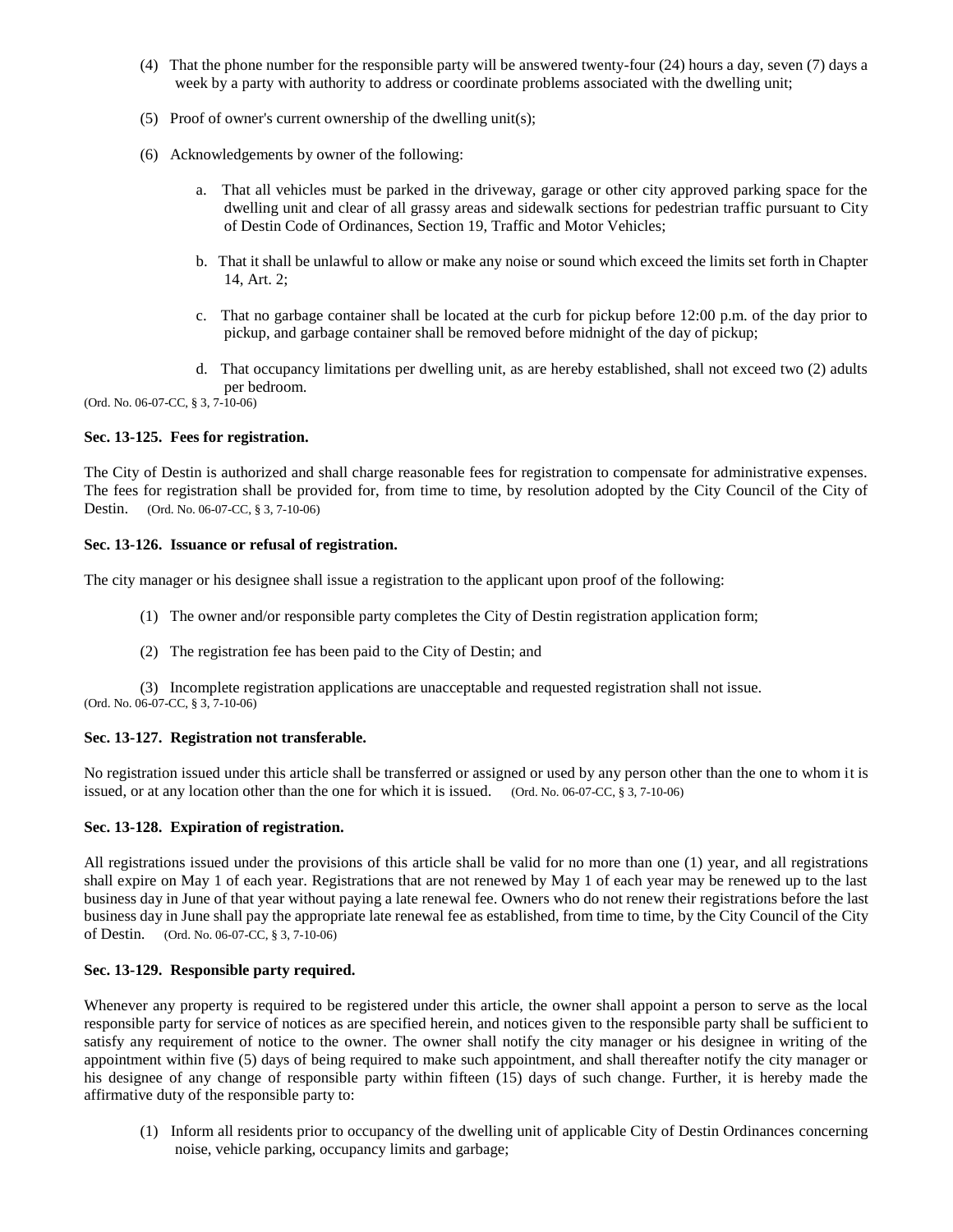(4) That the phone number for the responsible party will be answered twenty-four (24) hours a day, seven (7) days a week by a party with authority to address or coordinate problems associated with the dwelling unit;

(5) Proof of owner's current ownership of the dwelling unit(s);

(6) Acknowledgements by owner of the following:

a. That all vehicles must be parked in the driveway, garage or other city approved parking space for the dwelling unit and clear of all grassy areas and sidewalk sections for pedestrian traffic pursuant to City of Destin Code of Ordinances, Section 19, Traffic and Motor Vehicles;

b. That it shall be unlawful to allow or make any noise or sound which exceed the limits set forth in Chapter 14, Art. 2;

c. That no garbage container shall be located at the curb for pickup before 12:00 p.m. of the day prior to pickup, and garbage container shall be removed before midnight of the day of pickup;

d. That occupancy limitations per dwelling unit, as are hereby established, shall not exceed two (2) adults per bedroom.

(Ord. No. 06-07-CC, § 3, 7-10-06)

**Sec. 13-125. Fees for registration.**

The City of Destin is authorized and shall charge reasonable fees for registration to compensate for administrative expenses. The fees for registration shall be provided for, from time to time, by resolution adopted by the City Council of the City of Destin. (Ord. No. 06-07-CC, § 3, 7-10-06)

**Sec. 13-126. Issuance or refusal of registration.**

The city manager or his designee shall issue a registration to the applicant upon proof of the following:

(1) The owner and/or responsible party completes the City of Destin registration application form;

(2) The registration fee has been paid to the City of Destin; and

(3) Incomplete registration applications are unacceptable and requested registration shall not issue.

(Ord. No. 06-07-CC, § 3, 7-10-06)

**Sec. 13-127. Registration not transferable.**

No registration issued under this article shall be transferred or assigned or used by any person other than the one to whom it is issued, or at any location other than the one for which it is issued. (Ord. No. 06-07-CC, § 3, 7-10-06)

**Sec. 13-128. Expiration of registration.**

All registrations issued under the provisions of this article shall be valid for no more than one (1) year, and all registrations shall expire on May 1 of each year. Registrations that are not renewed by May 1 of each year may be renewed up to the last business day in June of that year without paying a late renewal fee. Owners who do not renew their registrations before the last business day in June shall pay the appropriate late renewal fee as established, from time to time, by the City Council of the City of Destin. (Ord. No. 06-07-CC, § 3, 7-10-06)

**Sec. 13-129. Responsible party required.**

Whenever any property is required to be registered under this article, the owner shall appoint a person to serve as the local responsible party for service of notices as are specified herein, and notices given to the responsible party shall be sufficient to satisfy any requirement of notice to the owner. The owner shall notify the city manager or his designee in writing of the appointment within five (5) days of being required to make such appointment, and shall thereafter notify the city manager or his designee of any change of responsible party within fifteen (15) days of such change. Further, it is hereby made the affirmative duty of the responsible party to:

(1) Inform all residents prior to occupancy of the dwelling unit of applicable City of Destin Ordinances concerning noise, vehicle parking, occupancy limits and garbage;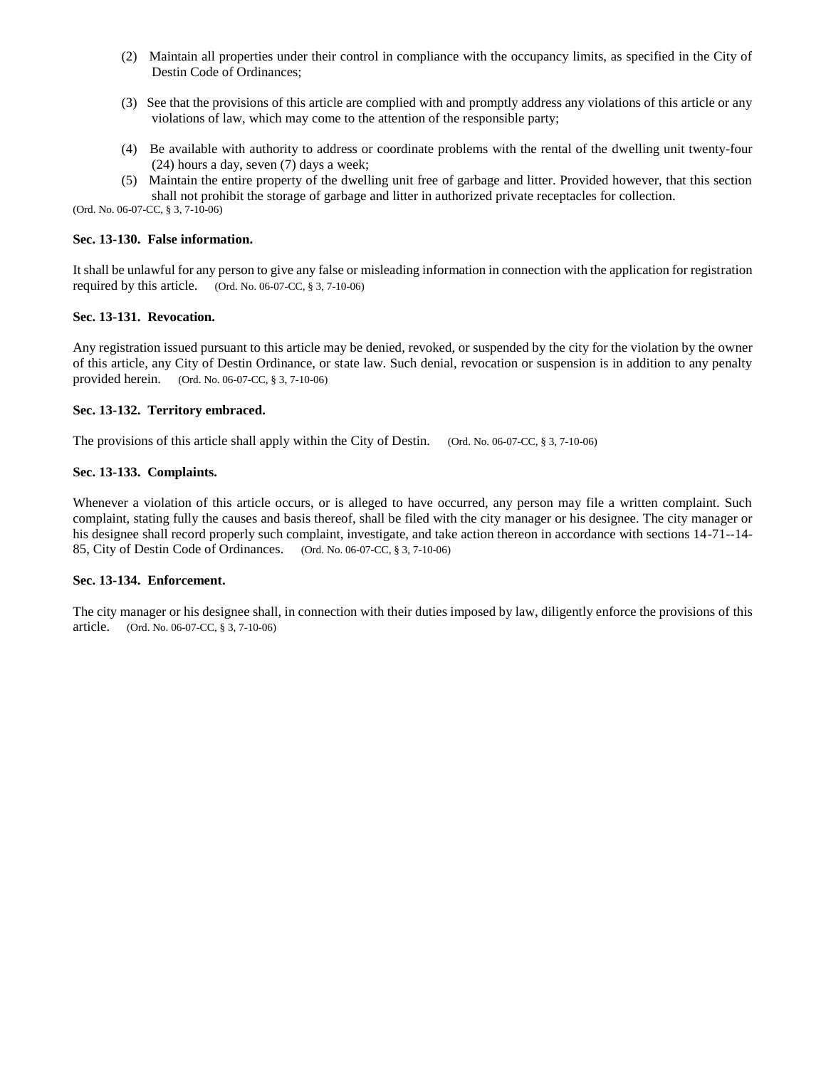(2) Maintain all properties under their control in compliance with the occupancy limits, as specified in the City of Destin Code of Ordinances;

(3) See that the provisions of this article are complied with and promptly address any violations of this article or any violations of law, which may come to the attention of the responsible party;

(4) Be available with authority to address or coordinate problems with the rental of the dwelling unit twenty-four (24) hours a day, seven (7) days a week;

(5) Maintain the entire property of the dwelling unit free of garbage and litter. Provided however, that this section shall not prohibit the storage of garbage and litter in authorized private receptacles for collection.

(Ord. No. 06-07-CC, § 3, 7-10-06)

**Sec. 13-130. False information.**

It shall be unlawful for any person to give any false or misleading information in connection with the application for registration required by this article. (Ord. No. 06-07-CC, § 3, 7-10-06)

**Sec. 13-131. Revocation.**

Any registration issued pursuant to this article may be denied, revoked, or suspended by the city for the violation by the owner of this article, any City of Destin Ordinance, or state law. Such denial, revocation or suspension is in addition to any penalty provided herein. (Ord. No. 06-07-CC, § 3, 7-10-06)

**Sec. 13-132. Territory embraced.**

The provisions of this article shall apply within the City of Destin. (Ord. No. 06-07-CC, § 3, 7-10-06)

**Sec. 13-133. Complaints.**

Whenever a violation of this article occurs, or is alleged to have occurred, any person may file a written complaint. Such complaint, stating fully the causes and basis thereof, shall be filed with the city manager or his designee. The city manager or his designee shall record properly such complaint, investigate, and take action thereon in accordance with sections 14-71--14-85, City of Destin Code of Ordinances. (Ord. No. 06-07-CC, § 3, 7-10-06)

**Sec. 13-134. Enforcement.**

The city manager or his designee shall, in connection with their duties imposed by law, diligently enforce the provisions of this article. (Ord. No. 06-07-CC, § 3, 7-10-06)